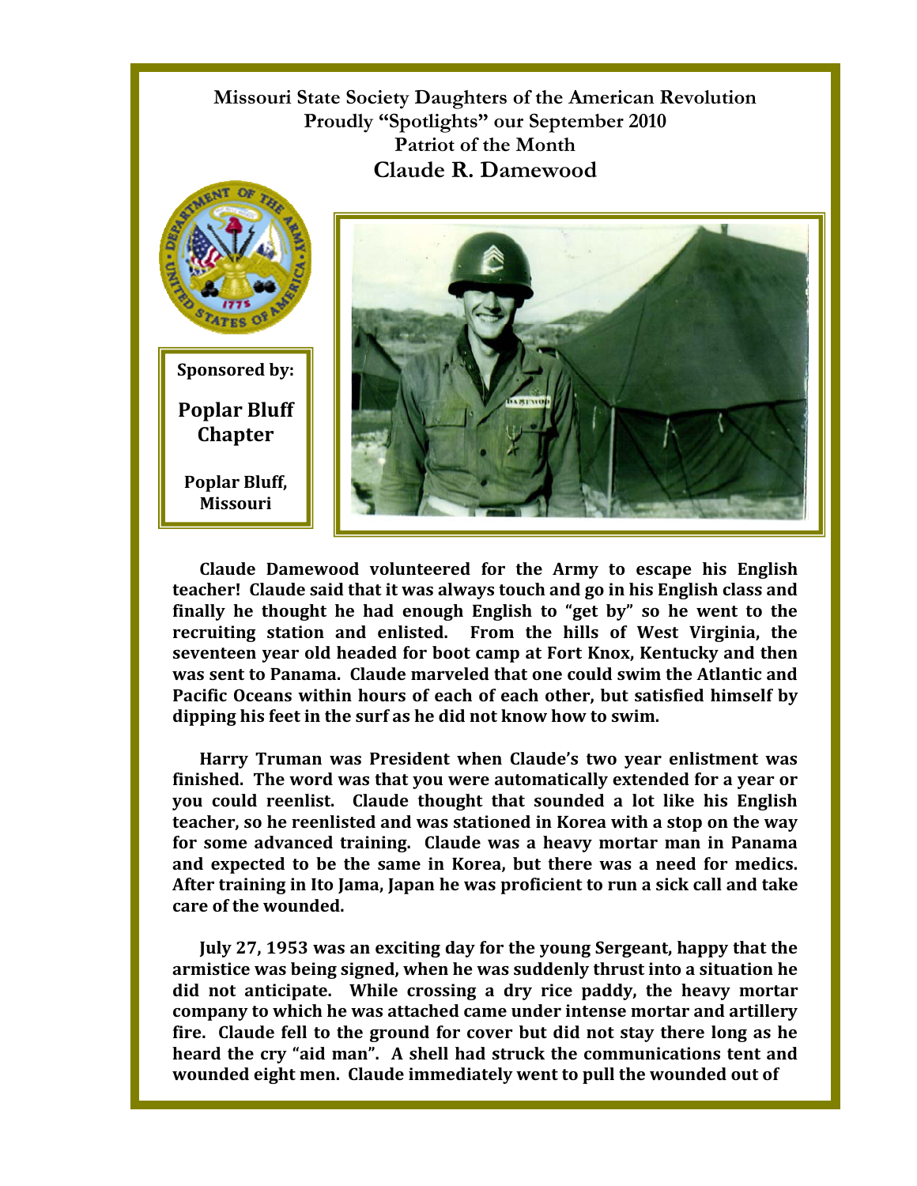**Missouri State Society Daughters of the American Revolution**
**Proudly "Spotlights" our September 2010**
**Patriot of the Month**

# Claude R. Damewood

**Sponsored by:**

**Poplar Bluff Chapter**

**Poplar Bluff, Missouri**

Claude Damewood volunteered for the Army to escape his English teacher! Claude said that it was always touch and go in his English class and finally he thought he had enough English to "get by" so he went to the recruiting station and enlisted. From the hills of West Virginia, the seventeen year old headed for boot camp at Fort Knox, Kentucky and then was sent to Panama. Claude marveled that one could swim the Atlantic and Pacific Oceans within hours of each of each other, but satisfied himself by dipping his feet in the surf as he did not know how to swim.

Harry Truman was President when Claude's two year enlistment was finished. The word was that you were automatically extended for a year or you could reenlist. Claude thought that sounded a lot like his English teacher, so he reenlisted and was stationed in Korea with a stop on the way for some advanced training. Claude was a heavy mortar man in Panama and expected to be the same in Korea, but there was a need for medics. After training in Ito Jama, Japan he was proficient to run a sick call and take care of the wounded.

July 27, 1953 was an exciting day for the young Sergeant, happy that the armistice was being signed, when he was suddenly thrust into a situation he did not anticipate. While crossing a dry rice paddy, the heavy mortar company to which he was attached came under intense mortar and artillery fire. Claude fell to the ground for cover but did not stay there long as he heard the cry "aid man". A shell had struck the communications tent and wounded eight men. Claude immediately went to pull the wounded out of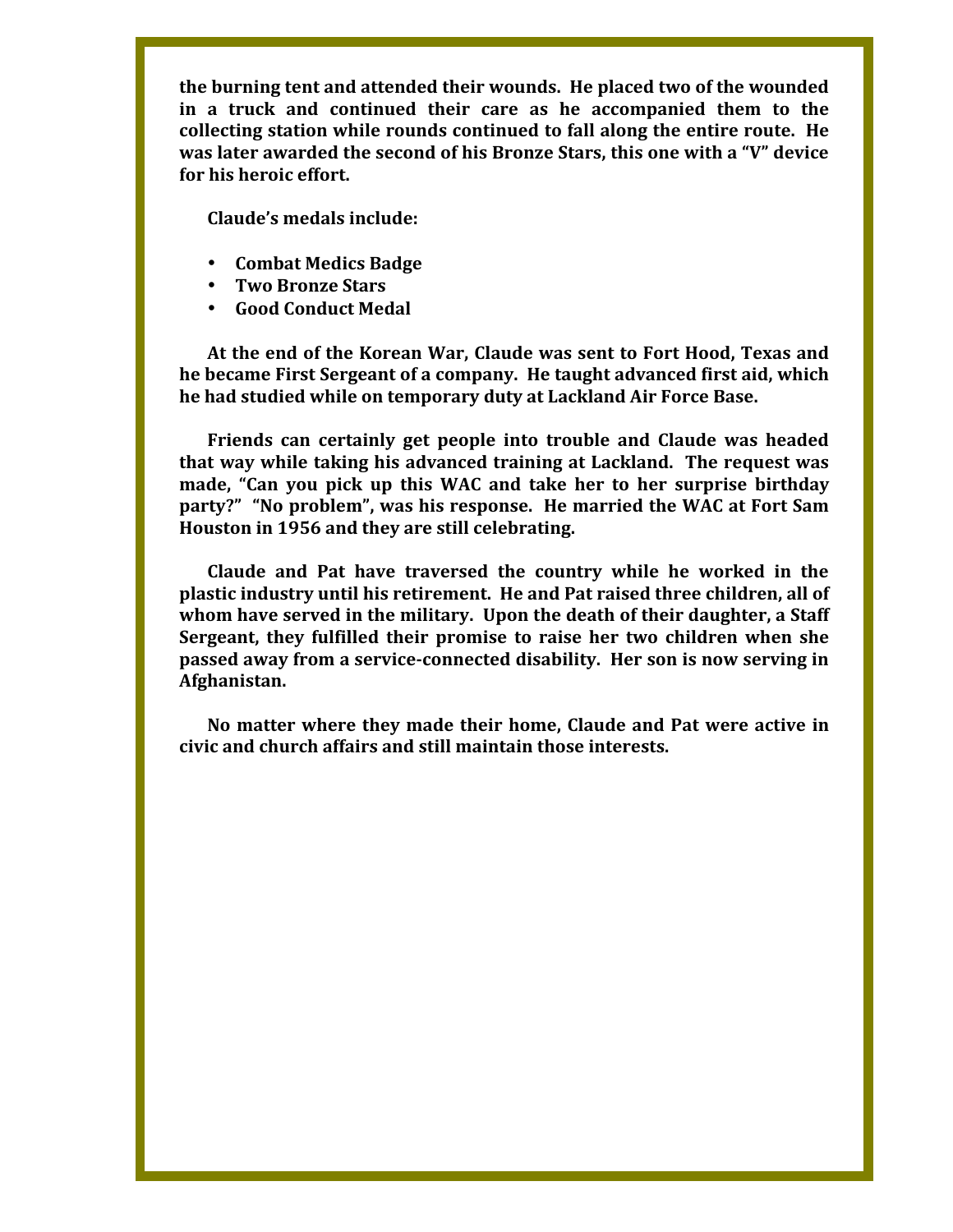**the burning tent and attended their wounds. He placed two of the wounded in a truck and continued their care as he accompanied them to the collecting station while rounds continued to fall along the entire route. He was later awarded the second of his Bronze Stars, this one with a "V" device for his heroic effort.**

**Claude's medals include:**

- **Combat Medics Badge**
- **Two Bronze Stars**
- **Good Conduct Medal**

**At the end of the Korean War, Claude was sent to Fort Hood, Texas and he became First Sergeant of a company. He taught advanced first aid, which he had studied while on temporary duty at Lackland Air Force Base.**

**Friends can certainly get people into trouble and Claude was headed that way while taking his advanced training at Lackland. The request was made, "Can you pick up this WAC and take her to her surprise birthday party?" "No problem", was his response. He married the WAC at Fort Sam Houston in 1956 and they are still celebrating.**

**Claude and Pat have traversed the country while he worked in the plastic industry until his retirement. He and Pat raised three children, all of whom have served in the military. Upon the death of their daughter, a Staff Sergeant, they fulfilled their promise to raise her two children when she passed away from a service-connected disability. Her son is now serving in Afghanistan.**

**No matter where they made their home, Claude and Pat were active in civic and church affairs and still maintain those interests.**